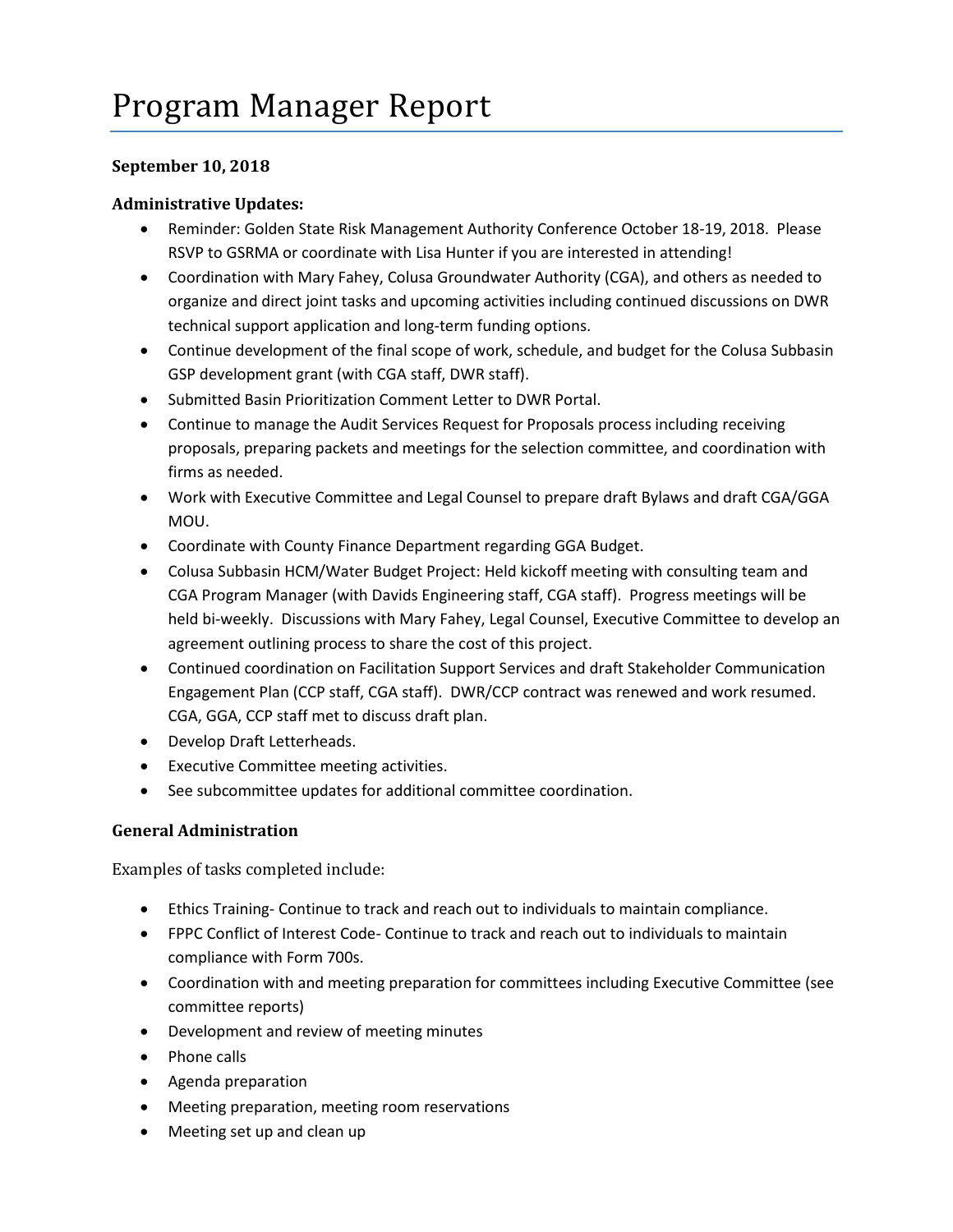# Program Manager Report

**September 10, 2018**

**Administrative Updates:**

- Reminder: Golden State Risk Management Authority Conference October 18-19, 2018. Please RSVP to GSRMA or coordinate with Lisa Hunter if you are interested in attending!
- Coordination with Mary Fahey, Colusa Groundwater Authority (CGA), and others as needed to organize and direct joint tasks and upcoming activities including continued discussions on DWR technical support application and long-term funding options.
- Continue development of the final scope of work, schedule, and budget for the Colusa Subbasin GSP development grant (with CGA staff, DWR staff).
- Submitted Basin Prioritization Comment Letter to DWR Portal.
- Continue to manage the Audit Services Request for Proposals process including receiving proposals, preparing packets and meetings for the selection committee, and coordination with firms as needed.
- Work with Executive Committee and Legal Counsel to prepare draft Bylaws and draft CGA/GGA MOU.
- Coordinate with County Finance Department regarding GGA Budget.
- Colusa Subbasin HCM/Water Budget Project: Held kickoff meeting with consulting team and CGA Program Manager (with Davids Engineering staff, CGA staff). Progress meetings will be held bi-weekly. Discussions with Mary Fahey, Legal Counsel, Executive Committee to develop an agreement outlining process to share the cost of this project.
- Continued coordination on Facilitation Support Services and draft Stakeholder Communication Engagement Plan (CCP staff, CGA staff). DWR/CCP contract was renewed and work resumed. CGA, GGA, CCP staff met to discuss draft plan.
- Develop Draft Letterheads.
- Executive Committee meeting activities.
- See subcommittee updates for additional committee coordination.

**General Administration**

Examples of tasks completed include:

- Ethics Training- Continue to track and reach out to individuals to maintain compliance.
- FPPC Conflict of Interest Code- Continue to track and reach out to individuals to maintain compliance with Form 700s.
- Coordination with and meeting preparation for committees including Executive Committee (see committee reports)
- Development and review of meeting minutes
- Phone calls
- Agenda preparation
- Meeting preparation, meeting room reservations
- Meeting set up and clean up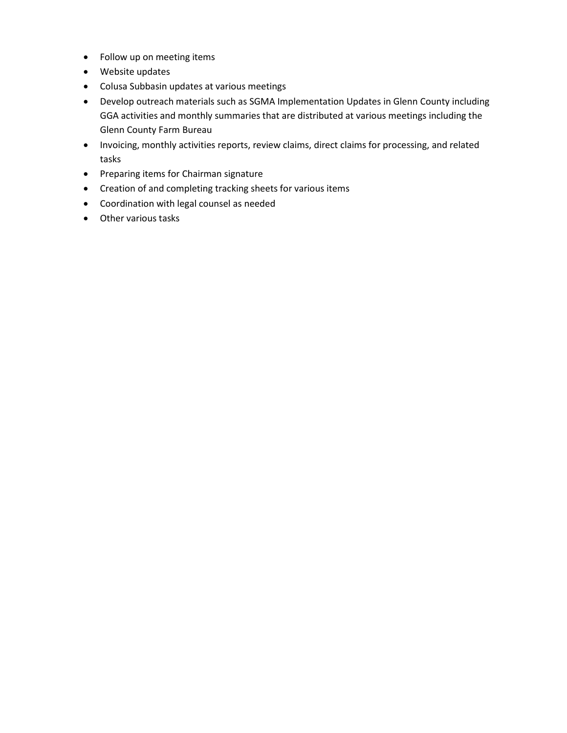- Follow up on meeting items
- Website updates
- Colusa Subbasin updates at various meetings
- Develop outreach materials such as SGMA Implementation Updates in Glenn County including GGA activities and monthly summaries that are distributed at various meetings including the Glenn County Farm Bureau
- Invoicing, monthly activities reports, review claims, direct claims for processing, and related tasks
- Preparing items for Chairman signature
- Creation of and completing tracking sheets for various items
- Coordination with legal counsel as needed
- Other various tasks